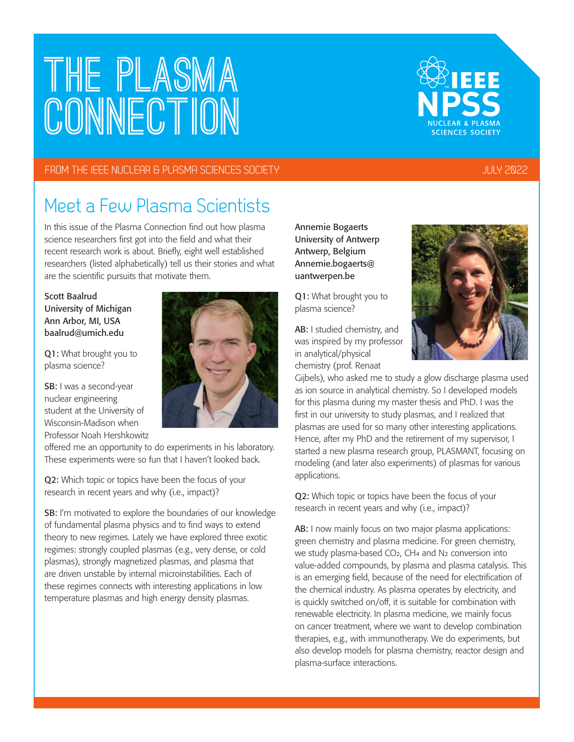# THE PLASMA CONNECTION

FROM THE IEEE NUCLEAR & PLASMA SCIENCES SOCIETY

JULY 2022

## Meet a Few Plasma Scientists

In this issue of the Plasma Connection find out how plasma science researchers first got into the field and what their recent research work is about. Briefly, eight well established researchers (listed alphabetically) tell us their stories and what are the scientific pursuits that motivate them.

Scott Baalrud
University of Michigan
Ann Arbor, MI, USA
baalrud@umich.edu

**Q1:** What brought you to plasma science?

**SB:** I was a second-year nuclear engineering student at the University of Wisconsin-Madison when Professor Noah Hershkowitz offered me an opportunity to do experiments in his laboratory. These experiments were so fun that I haven't looked back.

**Q2:** Which topic or topics have been the focus of your research in recent years and why (i.e., impact)?

**SB:** I'm motivated to explore the boundaries of our knowledge of fundamental plasma physics and to find ways to extend theory to new regimes. Lately we have explored three exotic regimes: strongly coupled plasmas (e.g., very dense, or cold plasmas), strongly magnetized plasmas, and plasma that are driven unstable by internal microinstabilities. Each of these regimes connects with interesting applications in low temperature plasmas and high energy density plasmas.

Annemie Bogaerts
University of Antwerp
Antwerp, Belgium
Annemie.bogaerts@uantwerpen.be

**Q1:** What brought you to plasma science?

**AB:** I studied chemistry, and was inspired by my professor in analytical/physical chemistry (prof. Renaat Gijbels), who asked me to study a glow discharge plasma used as ion source in analytical chemistry. So I developed models for this plasma during my master thesis and PhD. I was the first in our university to study plasmas, and I realized that plasmas are used for so many other interesting applications. Hence, after my PhD and the retirement of my supervisor, I started a new plasma research group, PLASMANT, focusing on modeling (and later also experiments) of plasmas for various applications.

**Q2:** Which topic or topics have been the focus of your research in recent years and why (i.e., impact)?

**AB:** I now mainly focus on two major plasma applications: green chemistry and plasma medicine. For green chemistry, we study plasma-based $CO_2$, $CH_4$ and $N_2$ conversion into value-added compounds, by plasma and plasma catalysis. This is an emerging field, because of the need for electrification of the chemical industry. As plasma operates by electricity, and is quickly switched on/off, it is suitable for combination with renewable electricity. In plasma medicine, we mainly focus on cancer treatment, where we want to develop combination therapies, e.g., with immunotherapy. We do experiments, but also develop models for plasma chemistry, reactor design and plasma-surface interactions.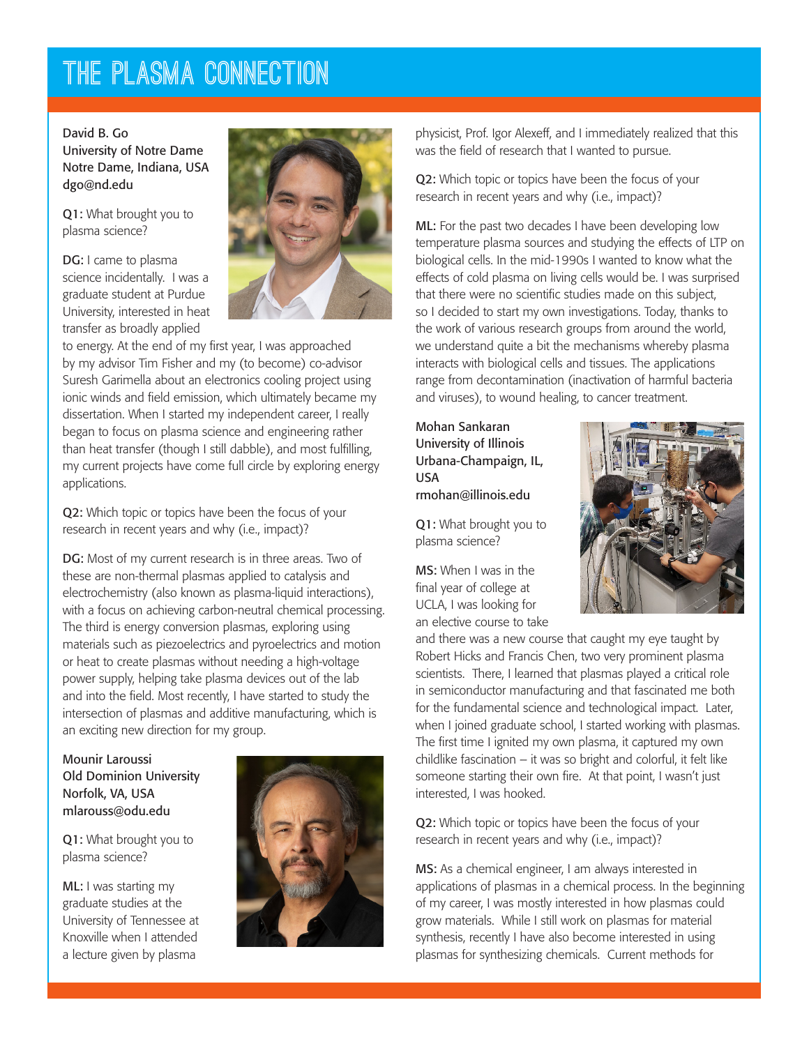# THE PLASMA CONNECTION

**David B. Go**
**University of Notre Dame**
**Notre Dame, Indiana, USA**
**dgo@nd.edu**

**Q1:** What brought you to plasma science?

**DG:** I came to plasma science incidentally. I was a graduate student at Purdue University, interested in heat transfer as broadly applied to energy. At the end of my first year, I was approached by my advisor Tim Fisher and my (to become) co-advisor Suresh Garimella about an electronics cooling project using ionic winds and field emission, which ultimately became my dissertation. When I started my independent career, I really began to focus on plasma science and engineering rather than heat transfer (though I still dabble), and most fulfilling, my current projects have come full circle by exploring energy applications.

**Q2:** Which topic or topics have been the focus of your research in recent years and why (i.e., impact)?

**DG:** Most of my current research is in three areas. Two of these are non-thermal plasmas applied to catalysis and electrochemistry (also known as plasma-liquid interactions), with a focus on achieving carbon-neutral chemical processing. The third is energy conversion plasmas, exploring using materials such as piezoelectrics and pyroelectrics and motion or heat to create plasmas without needing a high-voltage power supply, helping take plasma devices out of the lab and into the field. Most recently, I have started to study the intersection of plasmas and additive manufacturing, which is an exciting new direction for my group.

**Mounir Laroussi**
**Old Dominion University**
**Norfolk, VA, USA**
**mlarouss@odu.edu**

**Q1:** What brought you to plasma science?

**ML:** I was starting my graduate studies at the University of Tennessee at Knoxville when I attended a lecture given by plasma physicist, Prof. Igor Alexeff, and I immediately realized that this was the field of research that I wanted to pursue.

**Q2:** Which topic or topics have been the focus of your research in recent years and why (i.e., impact)?

**ML:** For the past two decades I have been developing low temperature plasma sources and studying the effects of LTP on biological cells. In the mid-1990s I wanted to know what the effects of cold plasma on living cells would be. I was surprised that there were no scientific studies made on this subject, so I decided to start my own investigations. Today, thanks to the work of various research groups from around the world, we understand quite a bit the mechanisms whereby plasma interacts with biological cells and tissues. The applications range from decontamination (inactivation of harmful bacteria and viruses), to wound healing, to cancer treatment.

**Mohan Sankaran**
**University of Illinois Urbana-Champaign, IL, USA**
**rmohan@illinois.edu**

**Q1:** What brought you to plasma science?

**MS:** When I was in the final year of college at UCLA, I was looking for an elective course to take and there was a new course that caught my eye taught by Robert Hicks and Francis Chen, two very prominent plasma scientists. There, I learned that plasmas played a critical role in semiconductor manufacturing and that fascinated me both for the fundamental science and technological impact. Later, when I joined graduate school, I started working with plasmas. The first time I ignited my own plasma, it captured my own childlike fascination – it was so bright and colorful, it felt like someone starting their own fire. At that point, I wasn't just interested, I was hooked.

**Q2:** Which topic or topics have been the focus of your research in recent years and why (i.e., impact)?

**MS:** As a chemical engineer, I am always interested in applications of plasmas in a chemical process. In the beginning of my career, I was mostly interested in how plasmas could grow materials. While I still work on plasmas for material synthesis, recently I have also become interested in using plasmas for synthesizing chemicals. Current methods for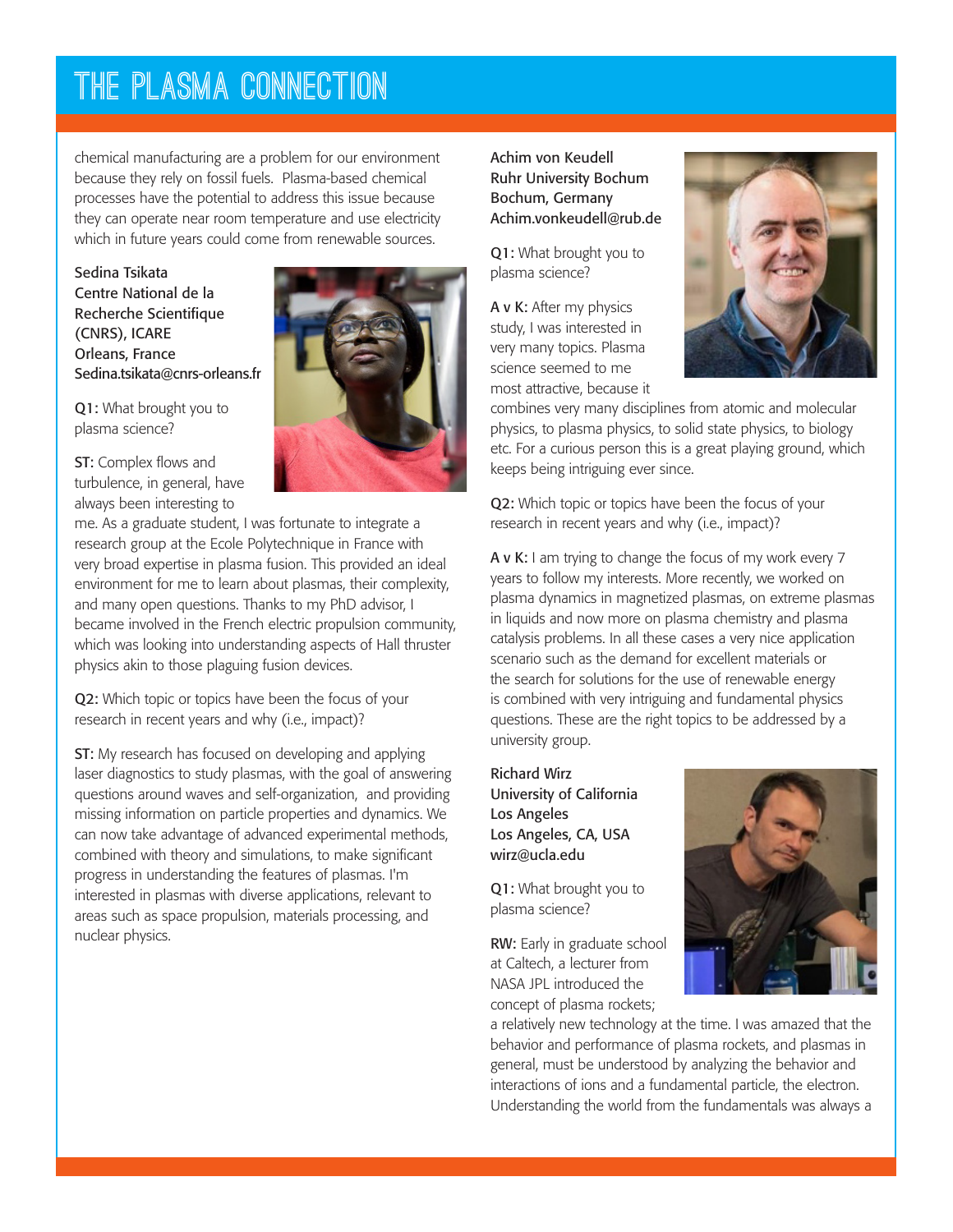chemical manufacturing are a problem for our environment because they rely on fossil fuels. Plasma-based chemical processes have the potential to address this issue because they can operate near room temperature and use electricity which in future years could come from renewable sources.

**Sedina Tsikata**
**Centre National de la Recherche Scientifique (CNRS), ICARE**
**Orleans, France**
**Sedina.tsikata@cnrs-orleans.fr**

**Q1:** What brought you to plasma science?

**ST:** Complex flows and turbulence, in general, have always been interesting to me. As a graduate student, I was fortunate to integrate a research group at the Ecole Polytechnique in France with very broad expertise in plasma fusion. This provided an ideal environment for me to learn about plasmas, their complexity, and many open questions. Thanks to my PhD advisor, I became involved in the French electric propulsion community, which was looking into understanding aspects of Hall thruster physics akin to those plaguing fusion devices.

**Q2:** Which topic or topics have been the focus of your research in recent years and why (i.e., impact)?

**ST:** My research has focused on developing and applying laser diagnostics to study plasmas, with the goal of answering questions around waves and self-organization, and providing missing information on particle properties and dynamics. We can now take advantage of advanced experimental methods, combined with theory and simulations, to make significant progress in understanding the features of plasmas. I'm interested in plasmas with diverse applications, relevant to areas such as space propulsion, materials processing, and nuclear physics.

**Achim von Keudell**
**Ruhr University Bochum**
**Bochum, Germany**
**Achim.vonkeudell@rub.de**

**Q1:** What brought you to plasma science?

**A v K:** After my physics study, I was interested in very many topics. Plasma science seemed to me most attractive, because it combines very many disciplines from atomic and molecular physics, to plasma physics, to solid state physics, to biology etc. For a curious person this is a great playing ground, which keeps being intriguing ever since.

**Q2:** Which topic or topics have been the focus of your research in recent years and why (i.e., impact)?

**A v K:** I am trying to change the focus of my work every 7 years to follow my interests. More recently, we worked on plasma dynamics in magnetized plasmas, on extreme plasmas in liquids and now more on plasma chemistry and plasma catalysis problems. In all these cases a very nice application scenario such as the demand for excellent materials or the search for solutions for the use of renewable energy is combined with very intriguing and fundamental physics questions. These are the right topics to be addressed by a university group.

**Richard Wirz**
**University of California Los Angeles**
**Los Angeles, CA, USA**
**wirz@ucla.edu**

**Q1:** What brought you to plasma science?

**RW:** Early in graduate school at Caltech, a lecturer from NASA JPL introduced the concept of plasma rockets; a relatively new technology at the time. I was amazed that the behavior and performance of plasma rockets, and plasmas in general, must be understood by analyzing the behavior and interactions of ions and a fundamental particle, the electron. Understanding the world from the fundamentals was always a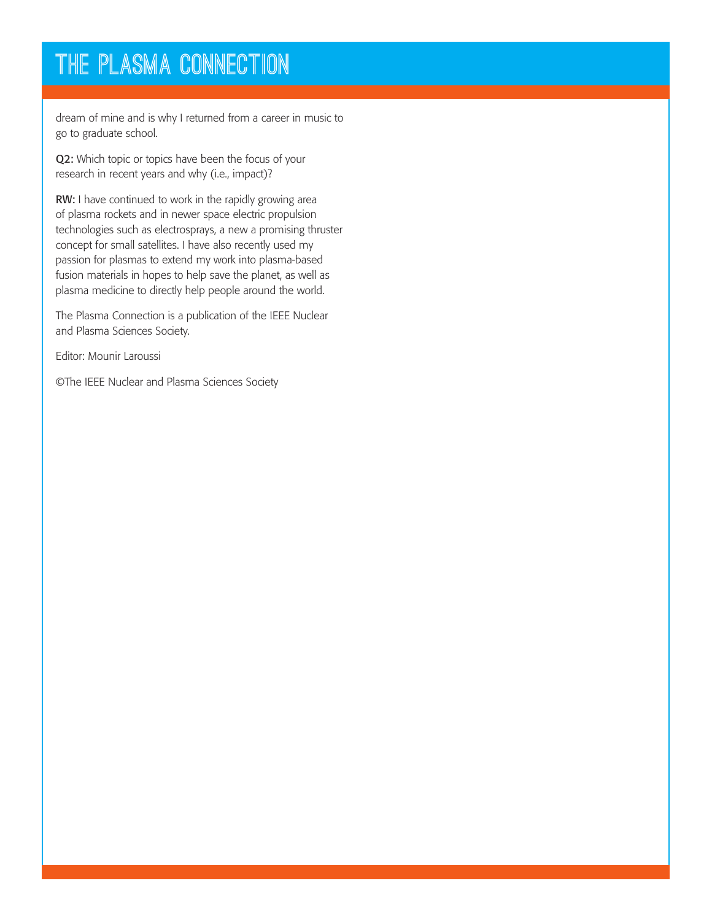dream of mine and is why I returned from a career in music to go to graduate school.

**Q2:** Which topic or topics have been the focus of your research in recent years and why (i.e., impact)?

**RW:** I have continued to work in the rapidly growing area of plasma rockets and in newer space electric propulsion technologies such as electrosprays, a new a promising thruster concept for small satellites. I have also recently used my passion for plasmas to extend my work into plasma-based fusion materials in hopes to help save the planet, as well as plasma medicine to directly help people around the world.

The Plasma Connection is a publication of the IEEE Nuclear and Plasma Sciences Society.

Editor: Mounir Laroussi

©The IEEE Nuclear and Plasma Sciences Society